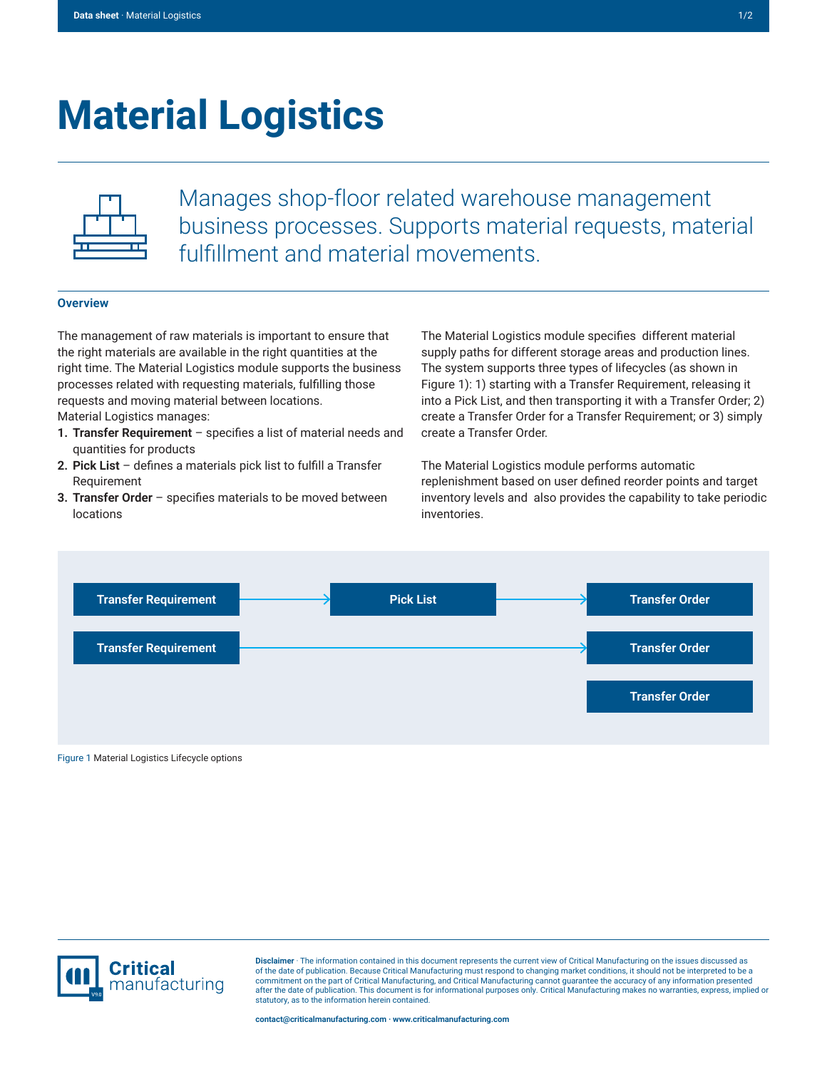# Material Logistics

Manages shop-floor related warehouse management business processes. Supports material requests, material fulfillment and material movements.

## Overview

The management of raw materials is important to ensure that the right materials are available in the right quantities at the right time. The Material Logistics module supports the business processes related with requesting materials, fulfilling those requests and moving material between locations.
Material Logistics manages:

1. **Transfer Requirement** – specifies a list of material needs and quantities for products
2. **Pick List** – defines a materials pick list to fulfill a Transfer Requirement
3. **Transfer Order** – specifies materials to be moved between locations

The Material Logistics module specifies different material supply paths for different storage areas and production lines. The system supports three types of lifecycles (as shown in Figure 1): 1) starting with a Transfer Requirement, releasing it into a Pick List, and then transporting it with a Transfer Order; 2) create a Transfer Order for a Transfer Requirement; or 3) simply create a Transfer Order.

The Material Logistics module performs automatic replenishment based on user defined reorder points and target inventory levels and also provides the capability to take periodic inventories.

Transfer Requirement → Pick List → Transfer Order

Transfer Requirement → Transfer Order

Transfer Order

Figure 1 Material Logistics Lifecycle options

**Disclaimer** · The information contained in this document represents the current view of Critical Manufacturing on the issues discussed as of the date of publication. Because Critical Manufacturing must respond to changing market conditions, it should not be interpreted to be a commitment on the part of Critical Manufacturing, and Critical Manufacturing cannot guarantee the accuracy of any information presented after the date of publication. This document is for informational purposes only. Critical Manufacturing makes no warranties, express, implied or statutory, as to the information herein contained.

**contact@criticalmanufacturing.com · www.criticalmanufacturing.com**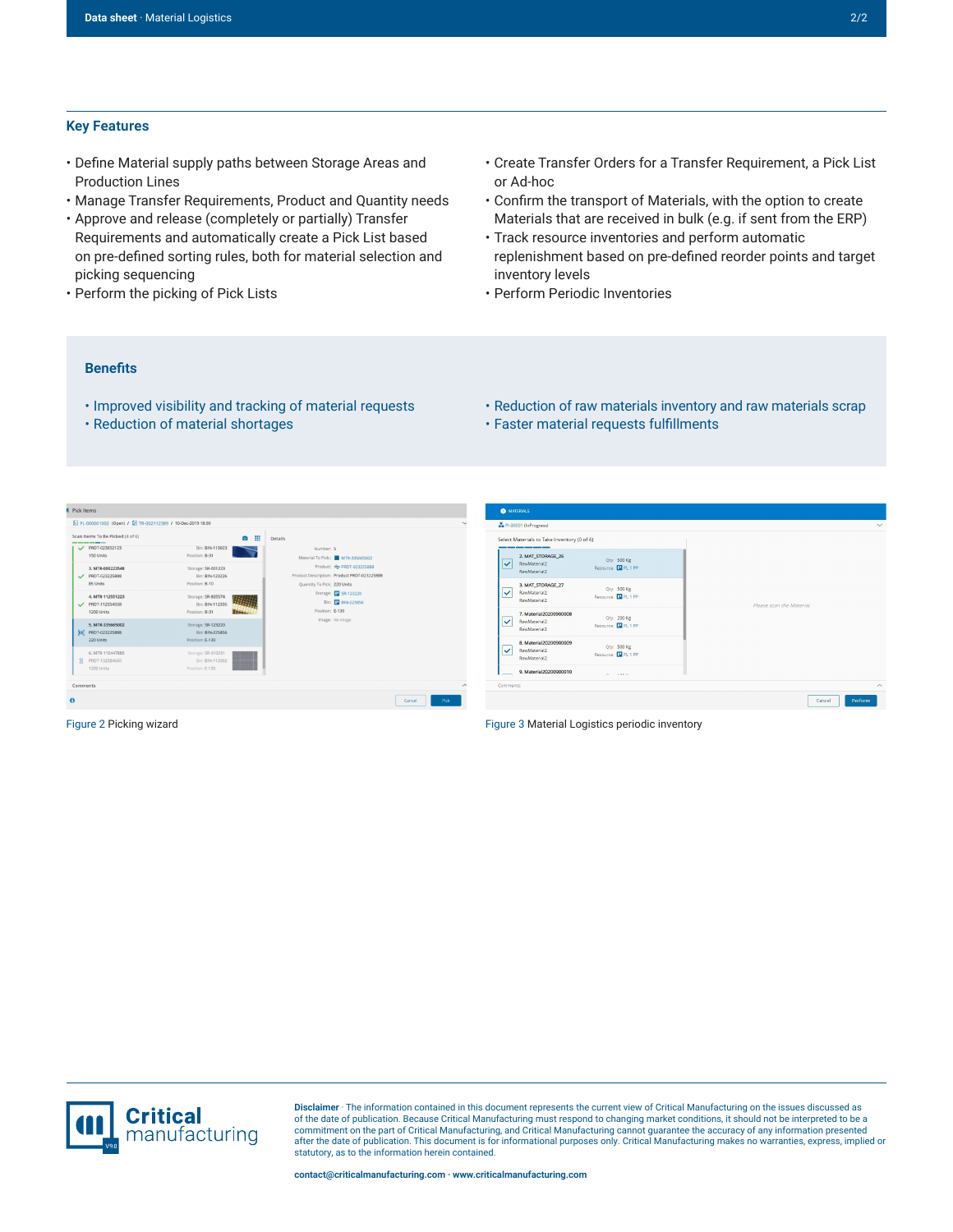## Key Features

- Define Material supply paths between Storage Areas and Production Lines
- Manage Transfer Requirements, Product and Quantity needs
- Approve and release (completely or partially) Transfer Requirements and automatically create a Pick List based on pre-defined sorting rules, both for material selection and picking sequencing
- Perform the picking of Pick Lists
- Create Transfer Orders for a Transfer Requirement, a Pick List or Ad-hoc
- Confirm the transport of Materials, with the option to create Materials that are received in bulk (e.g. if sent from the ERP)
- Track resource inventories and perform automatic replenishment based on pre-defined reorder points and target inventory levels
- Perform Periodic Inventories

## Benefits

- Improved visibility and tracking of material requests
- Reduction of material shortages
- Reduction of raw materials inventory and raw materials scrap
- Faster material requests fulfillments

Figure 2 Picking wizard

Figure 3 Material Logistics periodic inventory

**Disclaimer** · The information contained in this document represents the current view of Critical Manufacturing on the issues discussed as of the date of publication. Because Critical Manufacturing must respond to changing market conditions, it should not be interpreted to be a commitment on the part of Critical Manufacturing, and Critical Manufacturing cannot guarantee the accuracy of any information presented after the date of publication. This document is for informational purposes only. Critical Manufacturing makes no warranties, express, implied or statutory, as to the information herein contained.

**contact@criticalmanufacturing.com · www.criticalmanufacturing.com**